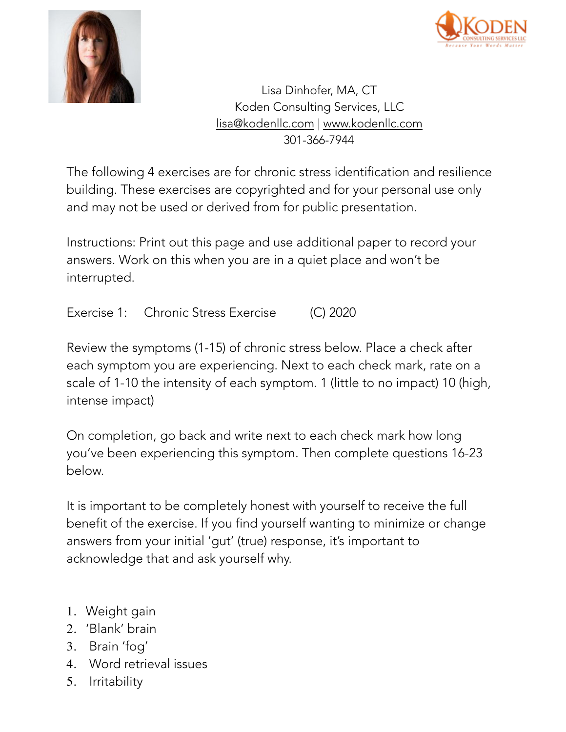Lisa Dinhofer, MA, CT
Koden Consulting Services, LLC
lisa@kodenllc.com | www.kodenllc.com
301-366-7944

The following 4 exercises are for chronic stress identification and resilience building. These exercises are copyrighted and for your personal use only and may not be used or derived from for public presentation.

Instructions: Print out this page and use additional paper to record your answers. Work on this when you are in a quiet place and won't be interrupted.

Exercise 1: Chronic Stress Exercise (C) 2020

Review the symptoms (1-15) of chronic stress below. Place a check after each symptom you are experiencing. Next to each check mark, rate on a scale of 1-10 the intensity of each symptom. 1 (little to no impact) 10 (high, intense impact)

On completion, go back and write next to each check mark how long you've been experiencing this symptom. Then complete questions 16-23 below.

It is important to be completely honest with yourself to receive the full benefit of the exercise. If you find yourself wanting to minimize or change answers from your initial 'gut' (true) response, it's important to acknowledge that and ask yourself why.

1. Weight gain
2. 'Blank' brain
3. Brain 'fog'
4. Word retrieval issues
5. Irritability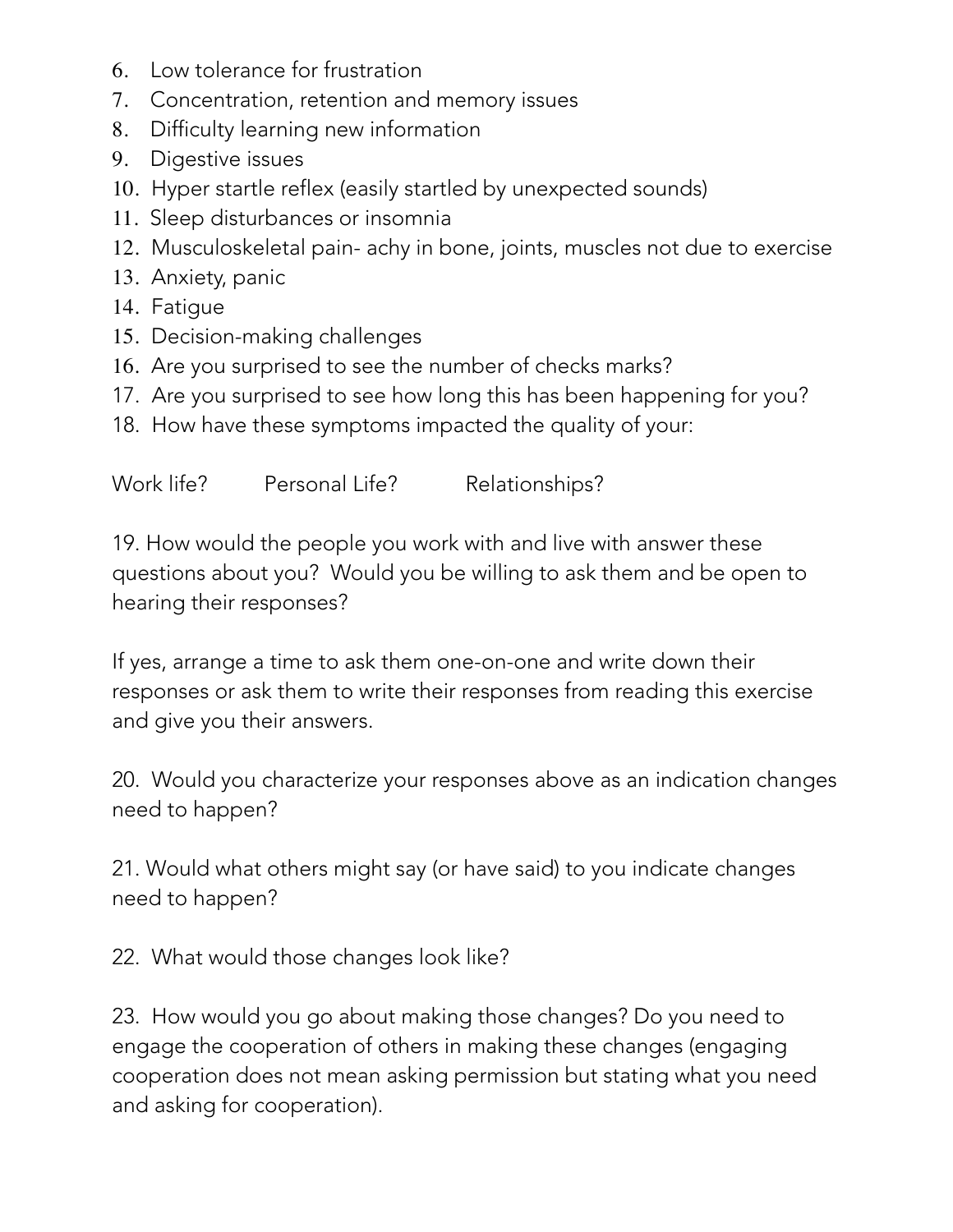6. Low tolerance for frustration
7. Concentration, retention and memory issues
8. Difficulty learning new information
9. Digestive issues
10. Hyper startle reflex (easily startled by unexpected sounds)
11. Sleep disturbances or insomnia
12. Musculoskeletal pain- achy in bone, joints, muscles not due to exercise
13. Anxiety, panic
14. Fatigue
15. Decision-making challenges
16. Are you surprised to see the number of checks marks?
17. Are you surprised to see how long this has been happening for you?
18. How have these symptoms impacted the quality of your:

Work life? Personal Life? Relationships?

19. How would the people you work with and live with answer these questions about you? Would you be willing to ask them and be open to hearing their responses?

If yes, arrange a time to ask them one-on-one and write down their responses or ask them to write their responses from reading this exercise and give you their answers.

20. Would you characterize your responses above as an indication changes need to happen?

21. Would what others might say (or have said) to you indicate changes need to happen?

22. What would those changes look like?

23. How would you go about making those changes? Do you need to engage the cooperation of others in making these changes (engaging cooperation does not mean asking permission but stating what you need and asking for cooperation).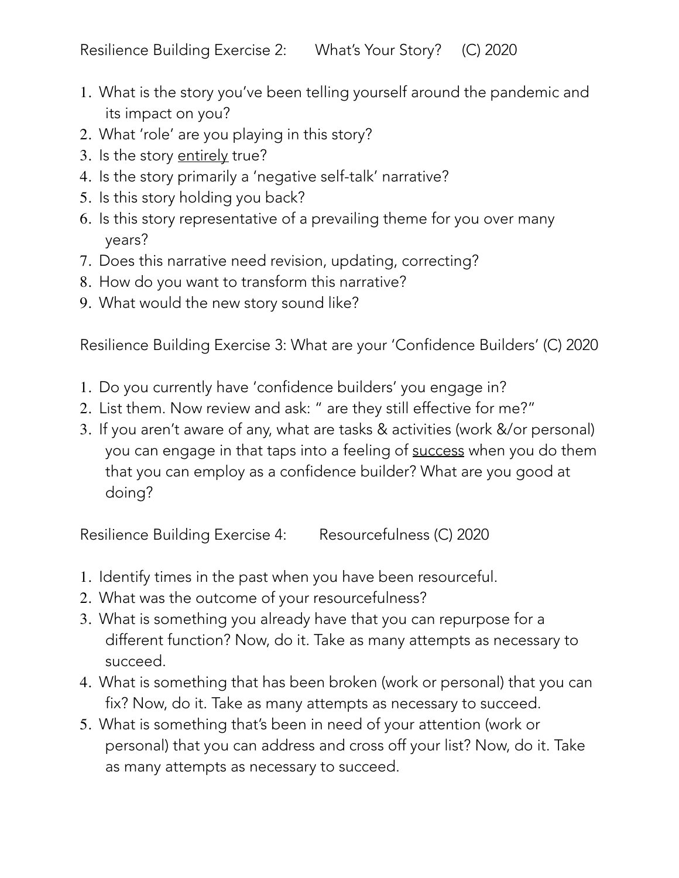## Resilience Building Exercise 2: What's Your Story? (C) 2020

1. What is the story you've been telling yourself around the pandemic and its impact on you?
2. What 'role' are you playing in this story?
3. Is the story <u>entirely</u> true?
4. Is the story primarily a 'negative self-talk' narrative?
5. Is this story holding you back?
6. Is this story representative of a prevailing theme for you over many years?
7. Does this narrative need revision, updating, correcting?
8. How do you want to transform this narrative?
9. What would the new story sound like?

## Resilience Building Exercise 3: What are your 'Confidence Builders' (C) 2020

1. Do you currently have 'confidence builders' you engage in?
2. List them. Now review and ask: " are they still effective for me?"
3. If you aren't aware of any, what are tasks & activities (work &/or personal) you can engage in that taps into a feeling of <u>success</u> when you do them that you can employ as a confidence builder? What are you good at doing?

## Resilience Building Exercise 4: Resourcefulness (C) 2020

1. Identify times in the past when you have been resourceful.
2. What was the outcome of your resourcefulness?
3. What is something you already have that you can repurpose for a different function? Now, do it. Take as many attempts as necessary to succeed.
4. What is something that has been broken (work or personal) that you can fix? Now, do it. Take as many attempts as necessary to succeed.
5. What is something that's been in need of your attention (work or personal) that you can address and cross off your list? Now, do it. Take as many attempts as necessary to succeed.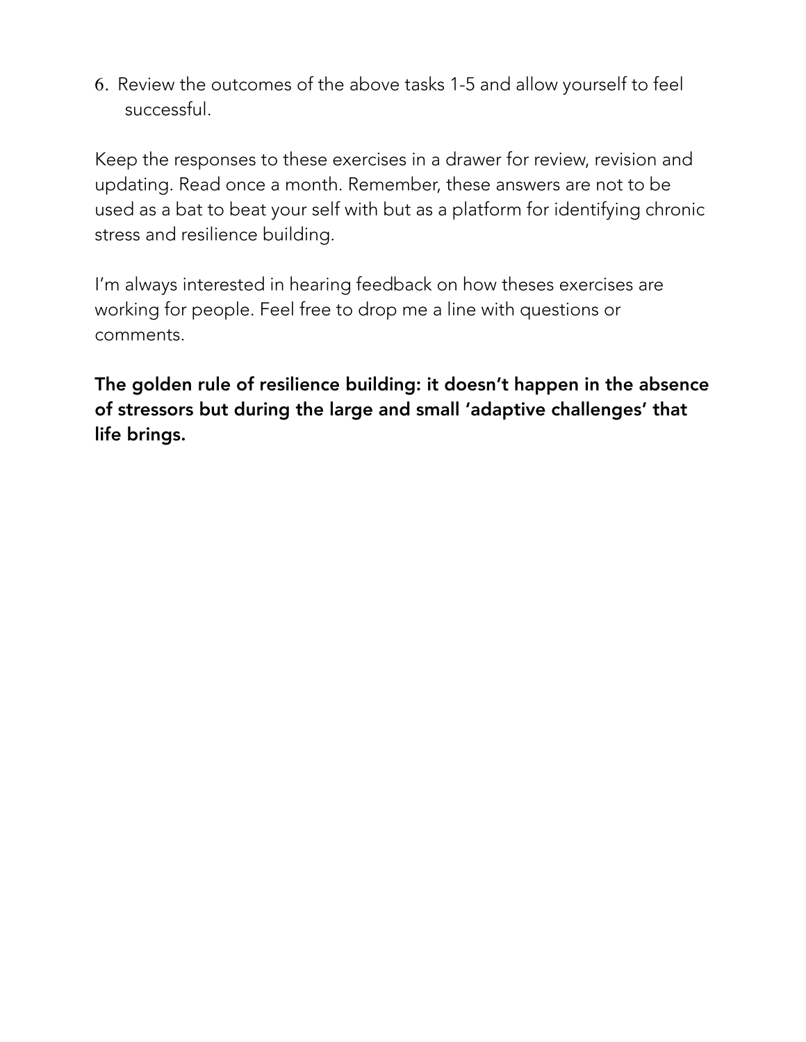6. Review the outcomes of the above tasks 1-5 and allow yourself to feel successful.

Keep the responses to these exercises in a drawer for review, revision and updating. Read once a month. Remember, these answers are not to be used as a bat to beat your self with but as a platform for identifying chronic stress and resilience building.

I'm always interested in hearing feedback on how theses exercises are working for people. Feel free to drop me a line with questions or comments.

**The golden rule of resilience building: it doesn't happen in the absence of stressors but during the large and small 'adaptive challenges' that life brings.**